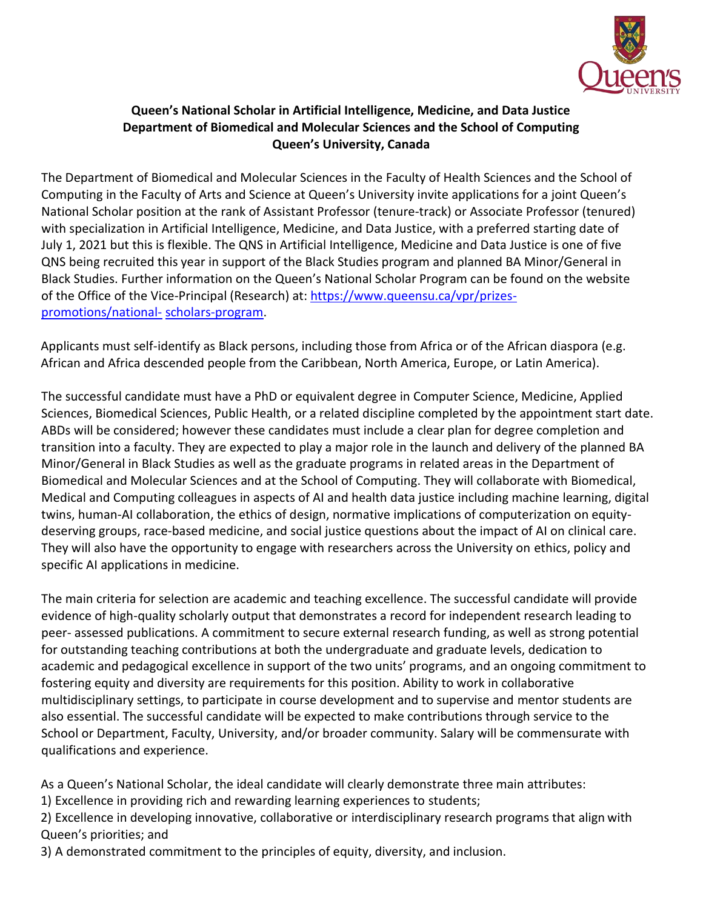**Queen's National Scholar in Artificial Intelligence, Medicine, and Data Justice**
**Department of Biomedical and Molecular Sciences and the School of Computing**
**Queen's University, Canada**

The Department of Biomedical and Molecular Sciences in the Faculty of Health Sciences and the School of Computing in the Faculty of Arts and Science at Queen's University invite applications for a joint Queen's National Scholar position at the rank of Assistant Professor (tenure-track) or Associate Professor (tenured) with specialization in Artificial Intelligence, Medicine, and Data Justice, with a preferred starting date of July 1, 2021 but this is flexible. The QNS in Artificial Intelligence, Medicine and Data Justice is one of five QNS being recruited this year in support of the Black Studies program and planned BA Minor/General in Black Studies. Further information on the Queen's National Scholar Program can be found on the website of the Office of the Vice-Principal (Research) at: [https://www.queensu.ca/vpr/prizes-promotions/national- scholars-program](https://www.queensu.ca/vpr/prizes-promotions/national-scholars-program).

Applicants must self-identify as Black persons, including those from Africa or of the African diaspora (e.g. African and Africa descended people from the Caribbean, North America, Europe, or Latin America).

The successful candidate must have a PhD or equivalent degree in Computer Science, Medicine, Applied Sciences, Biomedical Sciences, Public Health, or a related discipline completed by the appointment start date. ABDs will be considered; however these candidates must include a clear plan for degree completion and transition into a faculty. They are expected to play a major role in the launch and delivery of the planned BA Minor/General in Black Studies as well as the graduate programs in related areas in the Department of Biomedical and Molecular Sciences and at the School of Computing. They will collaborate with Biomedical, Medical and Computing colleagues in aspects of AI and health data justice including machine learning, digital twins, human-AI collaboration, the ethics of design, normative implications of computerization on equity-deserving groups, race-based medicine, and social justice questions about the impact of AI on clinical care. They will also have the opportunity to engage with researchers across the University on ethics, policy and specific AI applications in medicine.

The main criteria for selection are academic and teaching excellence. The successful candidate will provide evidence of high-quality scholarly output that demonstrates a record for independent research leading to peer- assessed publications. A commitment to secure external research funding, as well as strong potential for outstanding teaching contributions at both the undergraduate and graduate levels, dedication to academic and pedagogical excellence in support of the two units' programs, and an ongoing commitment to fostering equity and diversity are requirements for this position. Ability to work in collaborative multidisciplinary settings, to participate in course development and to supervise and mentor students are also essential. The successful candidate will be expected to make contributions through service to the School or Department, Faculty, University, and/or broader community. Salary will be commensurate with qualifications and experience.

As a Queen's National Scholar, the ideal candidate will clearly demonstrate three main attributes:

1) Excellence in providing rich and rewarding learning experiences to students;
2) Excellence in developing innovative, collaborative or interdisciplinary research programs that align with Queen's priorities; and
3) A demonstrated commitment to the principles of equity, diversity, and inclusion.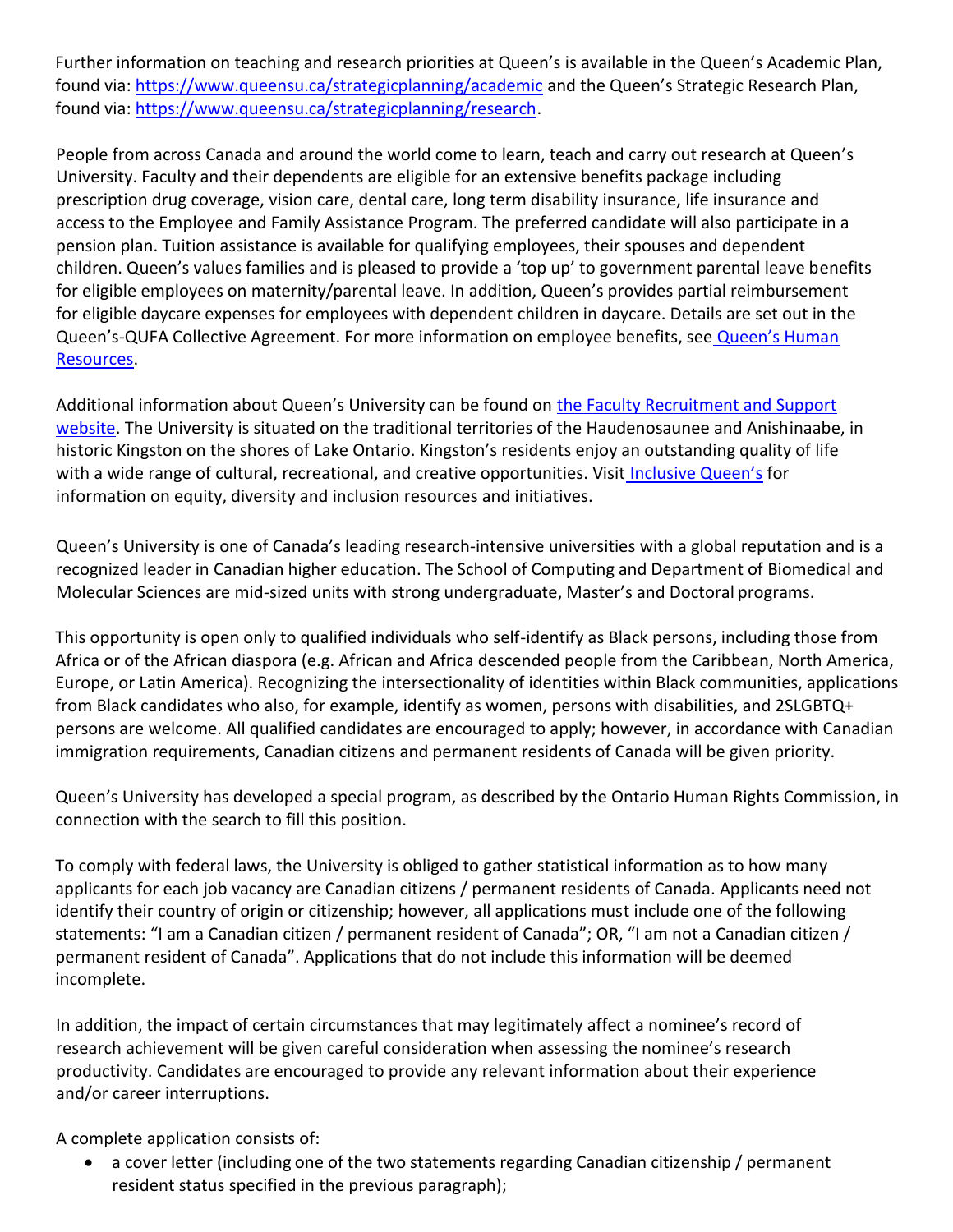Further information on teaching and research priorities at Queen's is available in the Queen's Academic Plan, found via: [https://www.queensu.ca/strategicplanning/academic](https://www.queensu.ca/strategicplanning/academic) and the Queen's Strategic Research Plan, found via: [https://www.queensu.ca/strategicplanning/research](https://www.queensu.ca/strategicplanning/research).

People from across Canada and around the world come to learn, teach and carry out research at Queen's University. Faculty and their dependents are eligible for an extensive benefits package including prescription drug coverage, vision care, dental care, long term disability insurance, life insurance and access to the Employee and Family Assistance Program. The preferred candidate will also participate in a pension plan. Tuition assistance is available for qualifying employees, their spouses and dependent children. Queen's values families and is pleased to provide a 'top up' to government parental leave benefits for eligible employees on maternity/parental leave. In addition, Queen's provides partial reimbursement for eligible daycare expenses for employees with dependent children in daycare. Details are set out in the Queen's-QUFA Collective Agreement. For more information on employee benefits, see Queen's Human Resources.

Additional information about Queen's University can be found on the Faculty Recruitment and Support website. The University is situated on the traditional territories of the Haudenosaunee and Anishinaabe, in historic Kingston on the shores of Lake Ontario. Kingston's residents enjoy an outstanding quality of life with a wide range of cultural, recreational, and creative opportunities. Visit Inclusive Queen's for information on equity, diversity and inclusion resources and initiatives.

Queen's University is one of Canada's leading research-intensive universities with a global reputation and is a recognized leader in Canadian higher education. The School of Computing and Department of Biomedical and Molecular Sciences are mid-sized units with strong undergraduate, Master's and Doctoral programs.

This opportunity is open only to qualified individuals who self-identify as Black persons, including those from Africa or of the African diaspora (e.g. African and Africa descended people from the Caribbean, North America, Europe, or Latin America). Recognizing the intersectionality of identities within Black communities, applications from Black candidates who also, for example, identify as women, persons with disabilities, and 2SLGBTQ+ persons are welcome. All qualified candidates are encouraged to apply; however, in accordance with Canadian immigration requirements, Canadian citizens and permanent residents of Canada will be given priority.

Queen's University has developed a special program, as described by the Ontario Human Rights Commission, in connection with the search to fill this position.

To comply with federal laws, the University is obliged to gather statistical information as to how many applicants for each job vacancy are Canadian citizens / permanent residents of Canada. Applicants need not identify their country of origin or citizenship; however, all applications must include one of the following statements: "I am a Canadian citizen / permanent resident of Canada"; OR, "I am not a Canadian citizen / permanent resident of Canada". Applications that do not include this information will be deemed incomplete.

In addition, the impact of certain circumstances that may legitimately affect a nominee's record of research achievement will be given careful consideration when assessing the nominee's research productivity. Candidates are encouraged to provide any relevant information about their experience and/or career interruptions.

A complete application consists of:

- a cover letter (including one of the two statements regarding Canadian citizenship / permanent resident status specified in the previous paragraph);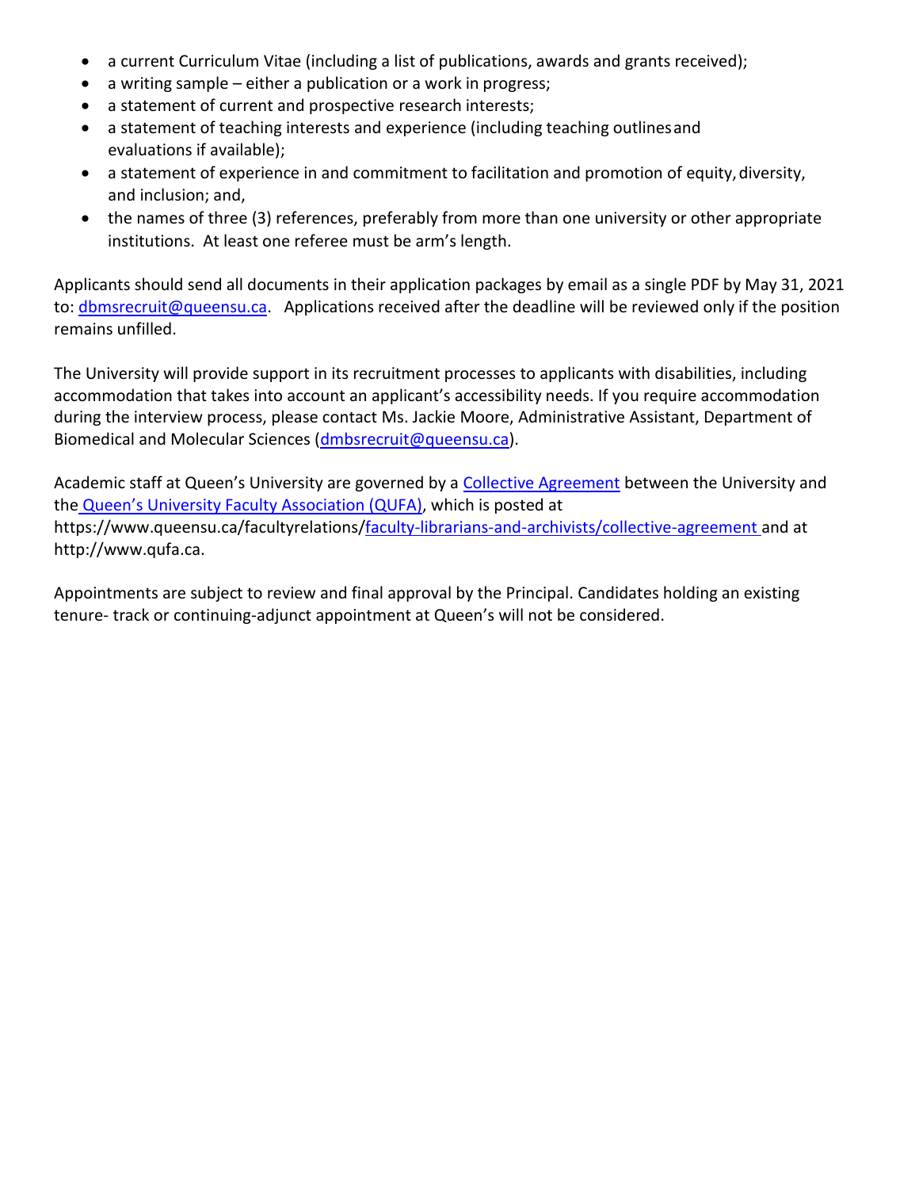- a current Curriculum Vitae (including a list of publications, awards and grants received);
- a writing sample – either a publication or a work in progress;
- a statement of current and prospective research interests;
- a statement of teaching interests and experience (including teaching outlines and evaluations if available);
- a statement of experience in and commitment to facilitation and promotion of equity, diversity, and inclusion; and,
- the names of three (3) references, preferably from more than one university or other appropriate institutions. At least one referee must be arm's length.

Applicants should send all documents in their application packages by email as a single PDF by May 31, 2021 to: dbmsrecruit@queensu.ca. Applications received after the deadline will be reviewed only if the position remains unfilled.

The University will provide support in its recruitment processes to applicants with disabilities, including accommodation that takes into account an applicant's accessibility needs. If you require accommodation during the interview process, please contact Ms. Jackie Moore, Administrative Assistant, Department of Biomedical and Molecular Sciences (dmbsrecruit@queensu.ca).

Academic staff at Queen's University are governed by a Collective Agreement between the University and the Queen's University Faculty Association (QUFA), which is posted at https://www.queensu.ca/facultyrelations/faculty-librarians-and-archivists/collective-agreement and at http://www.qufa.ca.

Appointments are subject to review and final approval by the Principal. Candidates holding an existing tenure- track or continuing-adjunct appointment at Queen's will not be considered.